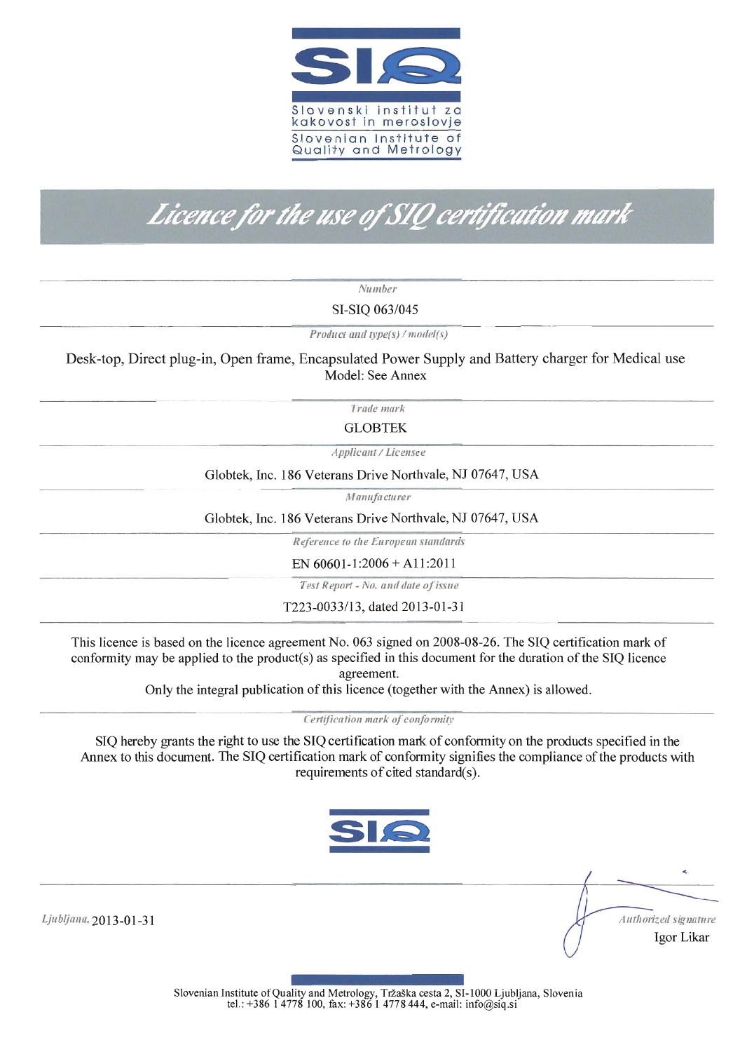**SIQ**

Slovenski institut za kakovost in meroslovje

Slovenian Institute of Quality and Metrology

# *Licence for the use of SIQ certification mark*

*Number*

SI-SIQ 063/045

*Product and type(s) / model(s)*

Desk-top, Direct plug-in, Open frame, Encapsulated Power Supply and Battery charger for Medical use
Model: See Annex

*Trade mark*

GLOBTEK

*Applicant / Licensee*

Globtek, Inc. 186 Veterans Drive Northvale, NJ 07647, USA

*Manufacturer*

Globtek, Inc. 186 Veterans Drive Northvale, NJ 07647, USA

*Reference to the European standards*

EN 60601-1:2006 + A11:2011

*Test Report - No. and date of issue*

T223-0033/13, dated 2013-01-31

This licence is based on the licence agreement No. 063 signed on 2008-08-26. The SIQ certification mark of conformity may be applied to the product(s) as specified in this document for the duration of the SIQ licence agreement.
Only the integral publication of this licence (together with the Annex) is allowed.

*Certification mark of conformity*

SIQ hereby grants the right to use the SIQ certification mark of conformity on the products specified in the Annex to this document. The SIQ certification mark of conformity signifies the compliance of the products with requirements of cited standard(s).

**SIQ**

*Ljubljana,* 2013-01-31

*Authorized signature*
Igor Likar

Slovenian Institute of Quality and Metrology, Tržaška cesta 2, SI-1000 Ljubljana, Slovenia
tel.: +386 1 4778 100, fax: +386 1 4778 444, e-mail: info@siq.si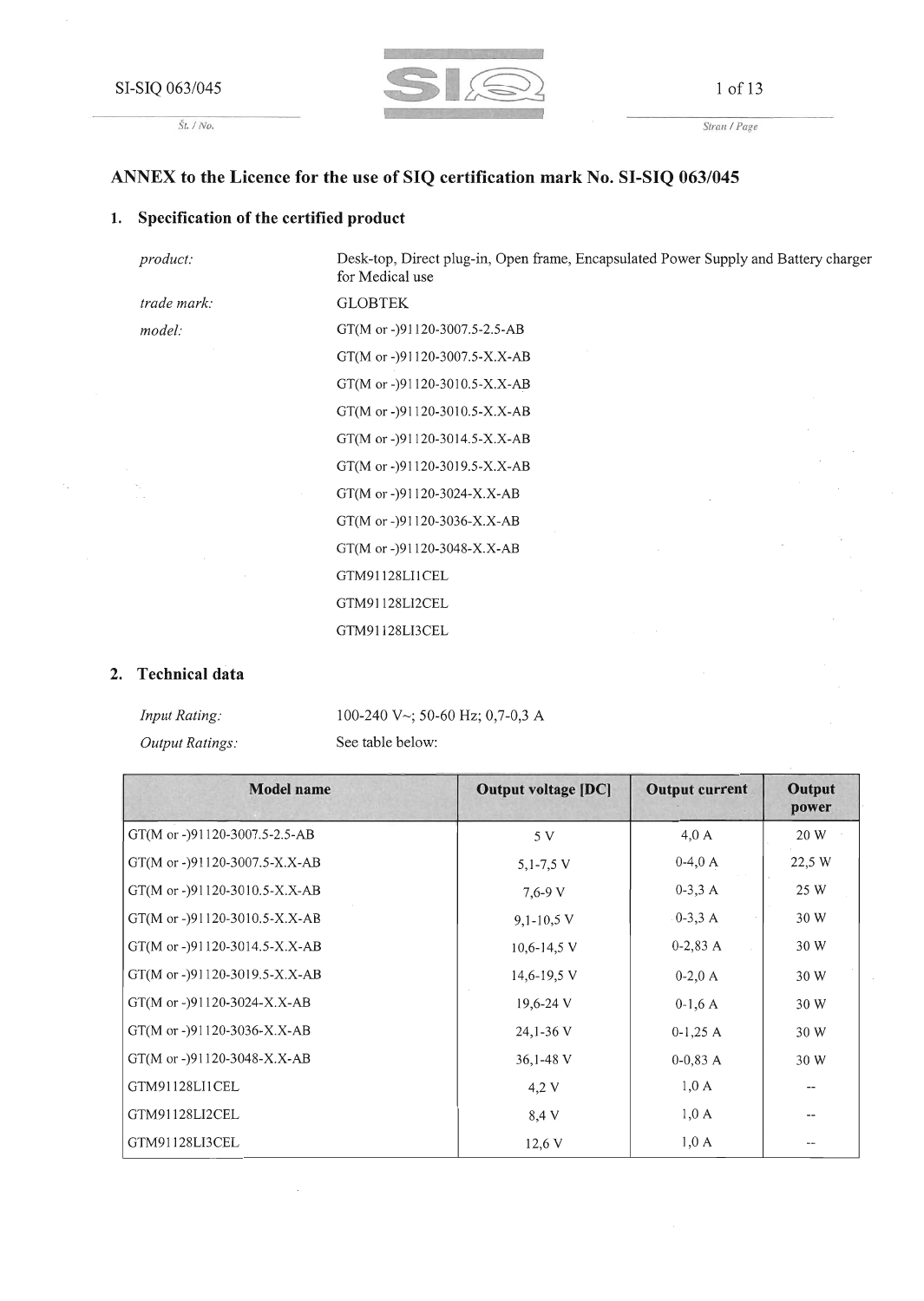# ANNEX to the Licence for the use of SIQ certification mark No. SI-SIQ 063/045

## 1. Specification of the certified product

| | |
|---|---|
| *product:* | Desk-top, Direct plug-in, Open frame, Encapsulated Power Supply and Battery charger for Medical use |
| *trade mark:* | GLOBTEK |
| *model:* | GT(M or -)91120-3007.5-2.5-AB |
| | GT(M or -)91120-3007.5-X.X-AB |
| | GT(M or -)91120-3010.5-X.X-AB |
| | GT(M or -)91120-3010.5-X.X-AB |
| | GT(M or -)91120-3014.5-X.X-AB |
| | GT(M or -)91120-3019.5-X.X-AB |
| | GT(M or -)91120-3024-X.X-AB |
| | GT(M or -)91120-3036-X.X-AB |
| | GT(M or -)91120-3048-X.X-AB |
| | GTM91128LI1CEL |
| | GTM91128LI2CEL |
| | GTM91128LI3CEL |

## 2. Technical data

| | |
|---|---|
| *Input Rating:* | 100-240 V~; 50-60 Hz; 0,7-0,3 A |
| *Output Ratings:* | See table below: |

| Model name | Output voltage [DC] | Output current | Output power |
|---|---|---|---|
| GT(M or -)91120-3007.5-2.5-AB | 5 V | 4,0 A | 20 W |
| GT(M or -)91120-3007.5-X.X-AB | 5,1-7,5 V | 0-4,0 A | 22,5 W |
| GT(M or -)91120-3010.5-X.X-AB | 7,6-9 V | 0-3,3 A | 25 W |
| GT(M or -)91120-3010.5-X.X-AB | 9,1-10,5 V | 0-3,3 A | 30 W |
| GT(M or -)91120-3014.5-X.X-AB | 10,6-14,5 V | 0-2,83 A | 30 W |
| GT(M or -)91120-3019.5-X.X-AB | 14,6-19,5 V | 0-2,0 A | 30 W |
| GT(M or -)91120-3024-X.X-AB | 19,6-24 V | 0-1,6 A | 30 W |
| GT(M or -)91120-3036-X.X-AB | 24,1-36 V | 0-1,25 A | 30 W |
| GT(M or -)91120-3048-X.X-AB | 36,1-48 V | 0-0,83 A | 30 W |
| GTM91128LI1CEL | 4,2 V | 1,0 A | -- |
| GTM91128LI2CEL | 8,4 V | 1,0 A | -- |
| GTM91128LI3CEL | 12,6 V | 1,0 A | -- |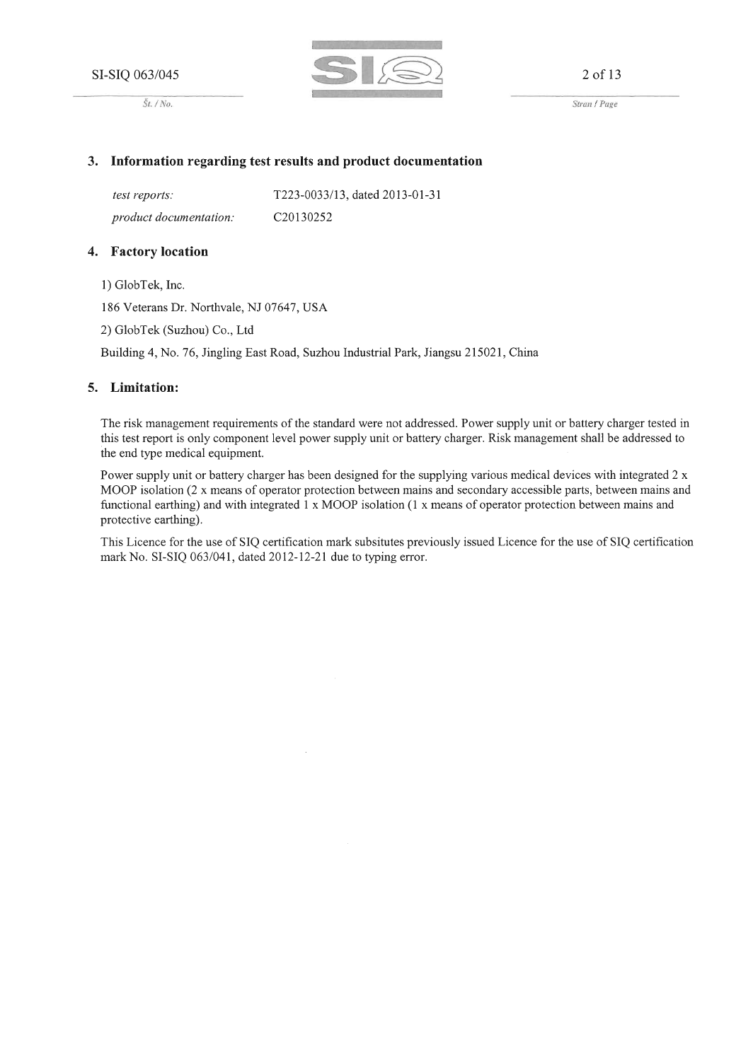## 3. Information regarding test results and product documentation

| | |
|---|---|
| *test reports:* | T223-0033/13, dated 2013-01-31 |
| *product documentation:* | C20130252 |

## 4. Factory location

1) GlobTek, Inc.

186 Veterans Dr. Northvale, NJ 07647, USA

2) GlobTek (Suzhou) Co., Ltd

Building 4, No. 76, Jingling East Road, Suzhou Industrial Park, Jiangsu 215021, China

## 5. Limitation:

The risk management requirements of the standard were not addressed. Power supply unit or battery charger tested in this test report is only component level power supply unit or battery charger. Risk management shall be addressed to the end type medical equipment.

Power supply unit or battery charger has been designed for the supplying various medical devices with integrated 2 x MOOP isolation (2 x means of operator protection between mains and secondary accessible parts, between mains and functional earthing) and with integrated 1 x MOOP isolation (1 x means of operator protection between mains and protective earthing).

This Licence for the use of SIQ certification mark subsitutes previously issued Licence for the use of SIQ certification mark No. SI-SIQ 063/041, dated 2012-12-21 due to typing error.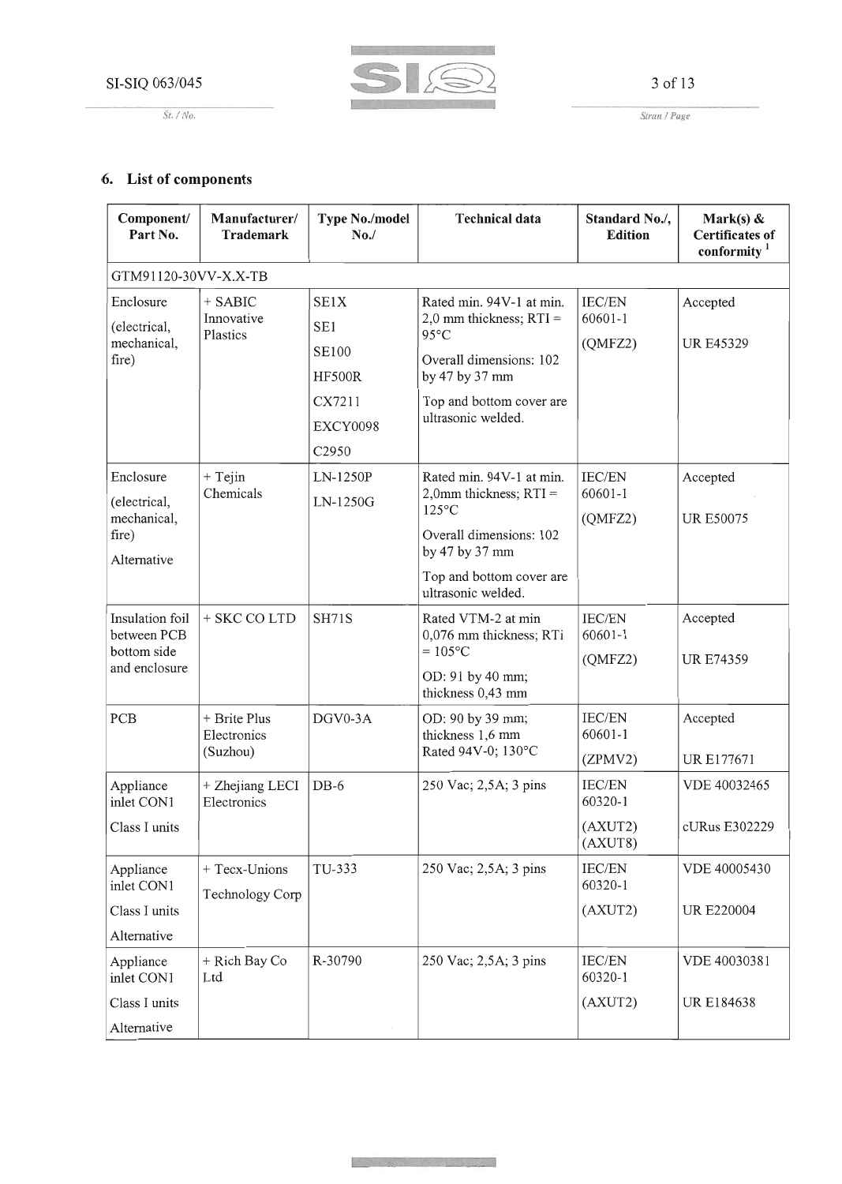## 6. List of components

| Component/ Part No. | Manufacturer/ Trademark | Type No./model No./ | Technical data | Standard No./, Edition | Mark(s) & Certificates of conformity [1] |
|---|---|---|---|---|---|
| GTM91120-30VV-X.X-TB | | | | | |
| Enclosure (electrical, mechanical, fire) | + SABIC Innovative Plastics | SE1X<br>SE1<br>SE100<br>HF500R<br>CX7211<br>EXCY0098<br>C2950 | Rated min. 94V-1 at min. 2,0 mm thickness; RTI = 95°C<br>Overall dimensions: 102 by 47 by 37 mm<br>Top and bottom cover are ultrasonic welded. | IEC/EN 60601-1<br>(QMFZ2) | Accepted<br>UR E45329 |
| Enclosure (electrical, mechanical, fire)<br>Alternative | + Tejin Chemicals | LN-1250P<br>LN-1250G | Rated min. 94V-1 at min. 2,0mm thickness; RTI = 125°C<br>Overall dimensions: 102 by 47 by 37 mm<br>Top and bottom cover are ultrasonic welded. | IEC/EN 60601-1<br>(QMFZ2) | Accepted<br>UR E50075 |
| Insulation foil between PCB bottom side and enclosure | + SKC CO LTD | SH71S | Rated VTM-2 at min 0,076 mm thickness; RTi = 105°C<br>OD: 91 by 40 mm; thickness 0,43 mm | IEC/EN 60601-1<br>(QMFZ2) | Accepted<br>UR E74359 |
| PCB | + Brite Plus Electronics (Suzhou) | DGV0-3A | OD: 90 by 39 mm; thickness 1,6 mm<br>Rated 94V-0; 130°C | IEC/EN 60601-1<br>(ZPMV2) | Accepted<br>UR E177671 |
| Appliance inlet CON1<br>Class I units | + Zhejiang LECI Electronics | DB-6 | 250 Vac; 2,5A; 3 pins | IEC/EN 60320-1<br>(AXUT2)<br>(AXUT8) | VDE 40032465<br>cURus E302229 |
| Appliance inlet CON1<br>Class I units<br>Alternative | + Tecx-Unions Technology Corp | TU-333 | 250 Vac; 2,5A; 3 pins | IEC/EN 60320-1<br>(AXUT2) | VDE 40005430<br>UR E220004 |
| Appliance inlet CON1<br>Class I units<br>Alternative | + Rich Bay Co Ltd | R-30790 | 250 Vac; 2,5A; 3 pins | IEC/EN 60320-1<br>(AXUT2) | VDE 40030381<br>UR E184638 |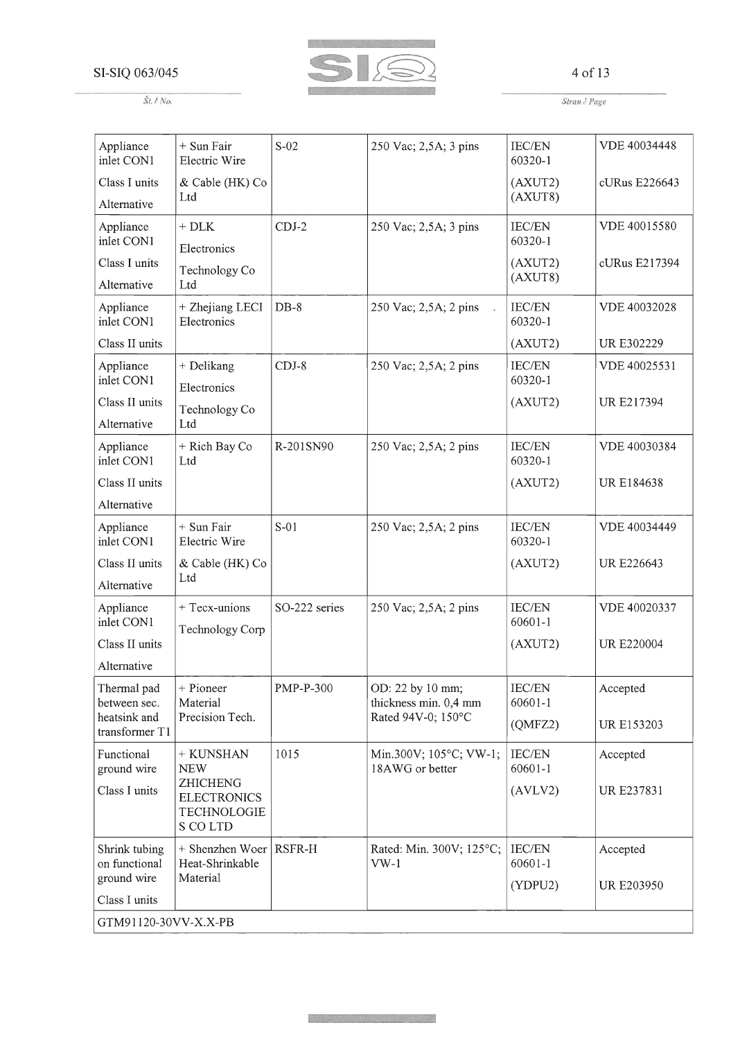| Appliance inlet CON1<br>Class I units<br>Alternative | + Sun Fair Electric Wire & Cable (HK) Co Ltd | S-02 | 250 Vac; 2,5A; 3 pins | IEC/EN 60320-1<br>(AXUT2)<br>(AXUT8) | VDE 40034448<br>cURus E226643 |
|---|---|---|---|---|---|
| Appliance inlet CON1<br>Class I units<br>Alternative | + DLK Electronics Technology Co Ltd | CDJ-2 | 250 Vac; 2,5A; 3 pins | IEC/EN 60320-1<br>(AXUT2)<br>(AXUT8) | VDE 40015580<br>cURus E217394 |
| Appliance inlet CON1<br>Class II units | + Zhejiang LECI Electronics | DB-8 | 250 Vac; 2,5A; 2 pins | IEC/EN 60320-1<br>(AXUT2) | VDE 40032028<br>UR E302229 |
| Appliance inlet CON1<br>Class II units<br>Alternative | + Delikang Electronics Technology Co Ltd | CDJ-8 | 250 Vac; 2,5A; 2 pins | IEC/EN 60320-1<br>(AXUT2) | VDE 40025531<br>UR E217394 |
| Appliance inlet CON1<br>Class II units<br>Alternative | + Rich Bay Co Ltd | R-201SN90 | 250 Vac; 2,5A; 2 pins | IEC/EN 60320-1<br>(AXUT2) | VDE 40030384<br>UR E184638 |
| Appliance inlet CON1<br>Class II units<br>Alternative | + Sun Fair Electric Wire & Cable (HK) Co Ltd | S-01 | 250 Vac; 2,5A; 2 pins | IEC/EN 60320-1<br>(AXUT2) | VDE 40034449<br>UR E226643 |
| Appliance inlet CON1<br>Class II units<br>Alternative | + Tecx-unions Technology Corp | SO-222 series | 250 Vac; 2,5A; 2 pins | IEC/EN 60601-1<br>(AXUT2) | VDE 40020337<br>UR E220004 |
| Thermal pad between sec. heatsink and transformer T1 | + Pioneer Material Precision Tech. | PMP-P-300 | OD: 22 by 10 mm; thickness min. 0,4 mm<br>Rated 94V-0; 150°C | IEC/EN 60601-1<br>(QMFZ2) | Accepted<br>UR E153203 |
| Functional ground wire<br>Class I units | + KUNSHAN NEW ZHICHENG ELECTRONICS TECHNOLOGIES CO LTD | 1015 | Min.300V; 105°C; VW-1; 18AWG or better | IEC/EN 60601-1<br>(AVLV2) | Accepted<br>UR E237831 |
| Shrink tubing on functional ground wire<br>Class I units | + Shenzhen Woer Heat-Shrinkable Material | RSFR-H | Rated: Min. 300V; 125°C; VW-1 | IEC/EN 60601-1<br>(YDPU2) | Accepted<br>UR E203950 |
| GTM91120-30VV-X.X-PB | | | | | |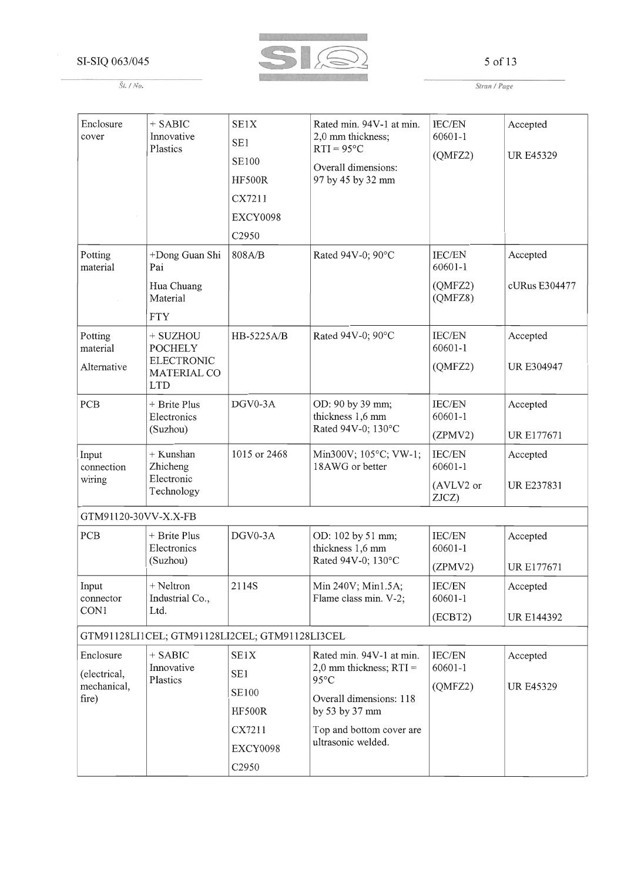| Enclosure cover | + SABIC Innovative Plastics | SE1X<br>SE1<br>SE100<br>HF500R<br>CX7211<br>EXCY0098<br>C2950 | Rated min. 94V-1 at min. 2,0 mm thickness; RTI = 95°C<br>Overall dimensions: 97 by 45 by 32 mm | IEC/EN 60601-1<br>(QMFZ2) | Accepted<br>UR E45329 |
|---|---|---|---|---|---|
| Potting material | +Dong Guan Shi Pai<br>Hua Chuang Material<br>FTY | 808A/B | Rated 94V-0; 90°C | IEC/EN 60601-1<br>(QMFZ2) (QMFZ8) | Accepted<br>cURus E304477 |
| Potting material<br>Alternative | + SUZHOU POCHELY ELECTRONIC MATERIAL CO LTD | HB-5225A/B | Rated 94V-0; 90°C | IEC/EN 60601-1<br>(QMFZ2) | Accepted<br>UR E304947 |
| PCB | + Brite Plus Electronics (Suzhou) | DGV0-3A | OD: 90 by 39 mm; thickness 1,6 mm Rated 94V-0; 130°C | IEC/EN 60601-1<br>(ZPMV2) | Accepted<br>UR E177671 |
| Input connection wiring | + Kunshan Zhicheng Electronic Technology | 1015 or 2468 | Min300V; 105°C; VW-1; 18AWG or better | IEC/EN 60601-1<br>(AVLV2 or ZJCZ) | Accepted<br>UR E237831 |
| GTM91120-30VV-X.X-FB | | | | | |
| PCB | + Brite Plus Electronics (Suzhou) | DGV0-3A | OD: 102 by 51 mm; thickness 1,6 mm Rated 94V-0; 130°C | IEC/EN 60601-1<br>(ZPMV2) | Accepted<br>UR E177671 |
| Input connector CON1 | + Neltron Industrial Co., Ltd. | 2114S | Min 240V; Min1.5A; Flame class min. V-2; | IEC/EN 60601-1<br>(ECBT2) | Accepted<br>UR E144392 |
| GTM91128LI1CEL; GTM91128LI2CEL; GTM91128LI3CEL | | | | | |
| Enclosure<br>(electrical, mechanical, fire) | + SABIC Innovative Plastics | SE1X<br>SE1<br>SE100<br>HF500R<br>CX7211<br>EXCY0098<br>C2950 | Rated min. 94V-1 at min. 2,0 mm thickness; RTI = 95°C<br>Overall dimensions: 118 by 53 by 37 mm<br>Top and bottom cover are ultrasonic welded. | IEC/EN 60601-1<br>(QMFZ2) | Accepted<br>UR E45329 |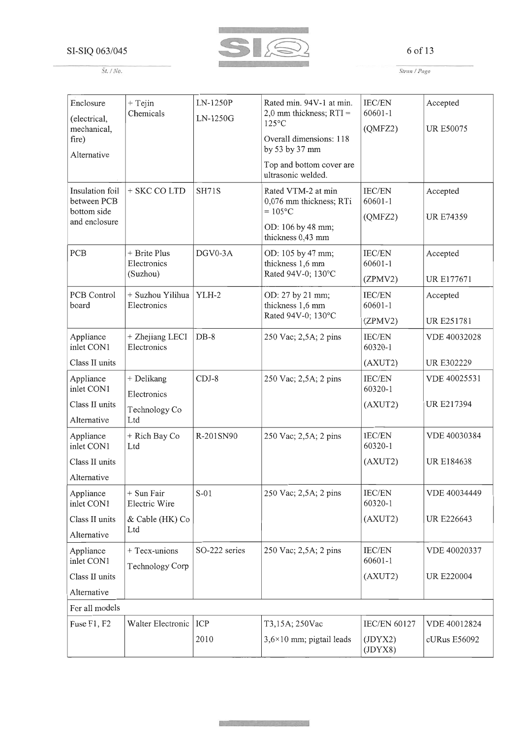| Enclosure (electrical, mechanical, fire) Alternative | + Tejin Chemicals | LN-1250P LN-1250G | Rated min. 94V-1 at min. 2,0 mm thickness; RTI = 125°C Overall dimensions: 118 by 53 by 37 mm Top and bottom cover are ultrasonic welded. | IEC/EN 60601-1 (QMFZ2) | Accepted UR E50075 |
|---|---|---|---|---|---|
| Insulation foil between PCB bottom side and enclosure | + SKC CO LTD | SH71S | Rated VTM-2 at min 0,076 mm thickness; RTi = 105°C OD: 106 by 48 mm; thickness 0,43 mm | IEC/EN 60601-1 (QMFZ2) | Accepted UR E74359 |
| PCB | + Brite Plus Electronics (Suzhou) | DGV0-3A | OD: 105 by 47 mm; thickness 1,6 mm Rated 94V-0; 130°C | IEC/EN 60601-1 (ZPMV2) | Accepted UR E177671 |
| PCB Control board | + Suzhou Yilihua Electronics | YLH-2 | OD: 27 by 21 mm; thickness 1,6 mm Rated 94V-0; 130°C | IEC/EN 60601-1 (ZPMV2) | Accepted UR E251781 |
| Appliance inlet CON1 Class II units | + Zhejiang LECI Electronics | DB-8 | 250 Vac; 2,5A; 2 pins | IEC/EN 60320-1 (AXUT2) | VDE 40032028 UR E302229 |
| Appliance inlet CON1 Class II units Alternative | + Delikang Electronics Technology Co Ltd | CDJ-8 | 250 Vac; 2,5A; 2 pins | IEC/EN 60320-1 (AXUT2) | VDE 40025531 UR E217394 |
| Appliance inlet CON1 Class II units Alternative | + Rich Bay Co Ltd | R-201SN90 | 250 Vac; 2,5A; 2 pins | IEC/EN 60320-1 (AXUT2) | VDE 40030384 UR E184638 |
| Appliance inlet CON1 Class II units Alternative | + Sun Fair Electric Wire & Cable (HK) Co Ltd | S-01 | 250 Vac; 2,5A; 2 pins | IEC/EN 60320-1 (AXUT2) | VDE 40034449 UR E226643 |
| Appliance inlet CON1 Class II units Alternative | + Tecx-unions Technology Corp | SO-222 series | 250 Vac; 2,5A; 2 pins | IEC/EN 60601-1 (AXUT2) | VDE 40020337 UR E220004 |
| For all models | | | | | |
| Fuse F1, F2 | Walter Electronic | ICP 2010 | T3,15A; 250Vac 3,6×10 mm; pigtail leads | IEC/EN 60127 (JDYX2) (JDYX8) | VDE 40012824 cURus E56092 |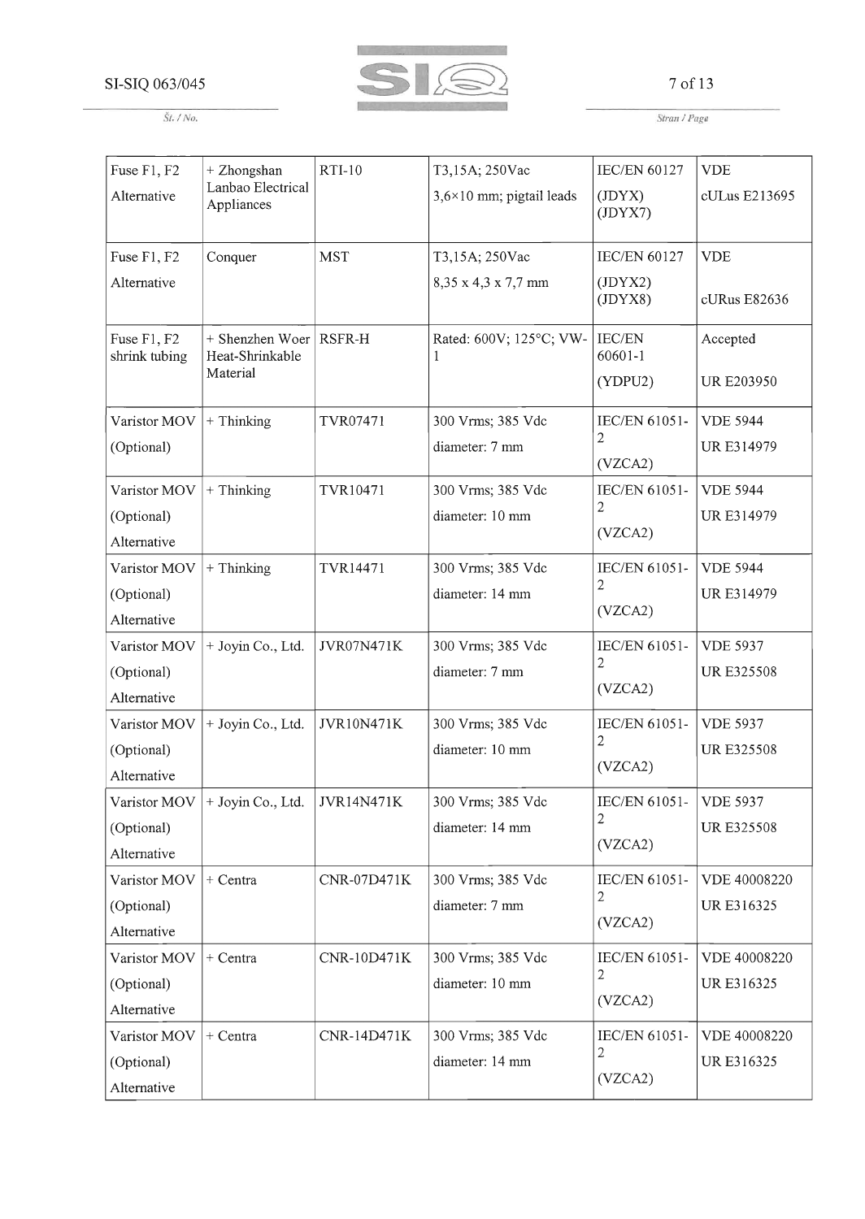| Fuse F1, F2 Alternative | + Zhongshan Lanbao Electrical Appliances | RTI-10 | T3,15A; 250Vac 3,6×10 mm; pigtail leads | IEC/EN 60127 (JDYX) (JDYX7) | VDE cULus E213695 |
|---|---|---|---|---|---|
| Fuse F1, F2 Alternative | Conquer | MST | T3,15A; 250Vac 8,35 x 4,3 x 7,7 mm | IEC/EN 60127 (JDYX2) (JDYX8) | VDE cURus E82636 |
| Fuse F1, F2 shrink tubing | + Shenzhen Woer Heat-Shrinkable Material | RSFR-H | Rated: 600V; 125°C; VW-1 | IEC/EN 60601-1 (YDPU2) | Accepted UR E203950 |
| Varistor MOV (Optional) | + Thinking | TVR07471 | 300 Vrms; 385 Vdc diameter: 7 mm | IEC/EN 61051-2 (VZCA2) | VDE 5944 UR E314979 |
| Varistor MOV (Optional) Alternative | + Thinking | TVR10471 | 300 Vrms; 385 Vdc diameter: 10 mm | IEC/EN 61051-2 (VZCA2) | VDE 5944 UR E314979 |
| Varistor MOV (Optional) Alternative | + Thinking | TVR14471 | 300 Vrms; 385 Vdc diameter: 14 mm | IEC/EN 61051-2 (VZCA2) | VDE 5944 UR E314979 |
| Varistor MOV (Optional) Alternative | + Joyin Co., Ltd. | JVR07N471K | 300 Vrms; 385 Vdc diameter: 7 mm | IEC/EN 61051-2 (VZCA2) | VDE 5937 UR E325508 |
| Varistor MOV (Optional) Alternative | + Joyin Co., Ltd. | JVR10N471K | 300 Vrms; 385 Vdc diameter: 10 mm | IEC/EN 61051-2 (VZCA2) | VDE 5937 UR E325508 |
| Varistor MOV (Optional) Alternative | + Joyin Co., Ltd. | JVR14N471K | 300 Vrms; 385 Vdc diameter: 14 mm | IEC/EN 61051-2 (VZCA2) | VDE 5937 UR E325508 |
| Varistor MOV (Optional) Alternative | + Centra | CNR-07D471K | 300 Vrms; 385 Vdc diameter: 7 mm | IEC/EN 61051-2 (VZCA2) | VDE 40008220 UR E316325 |
| Varistor MOV (Optional) Alternative | + Centra | CNR-10D471K | 300 Vrms; 385 Vdc diameter: 10 mm | IEC/EN 61051-2 (VZCA2) | VDE 40008220 UR E316325 |
| Varistor MOV (Optional) Alternative | + Centra | CNR-14D471K | 300 Vrms; 385 Vdc diameter: 14 mm | IEC/EN 61051-2 (VZCA2) | VDE 40008220 UR E316325 |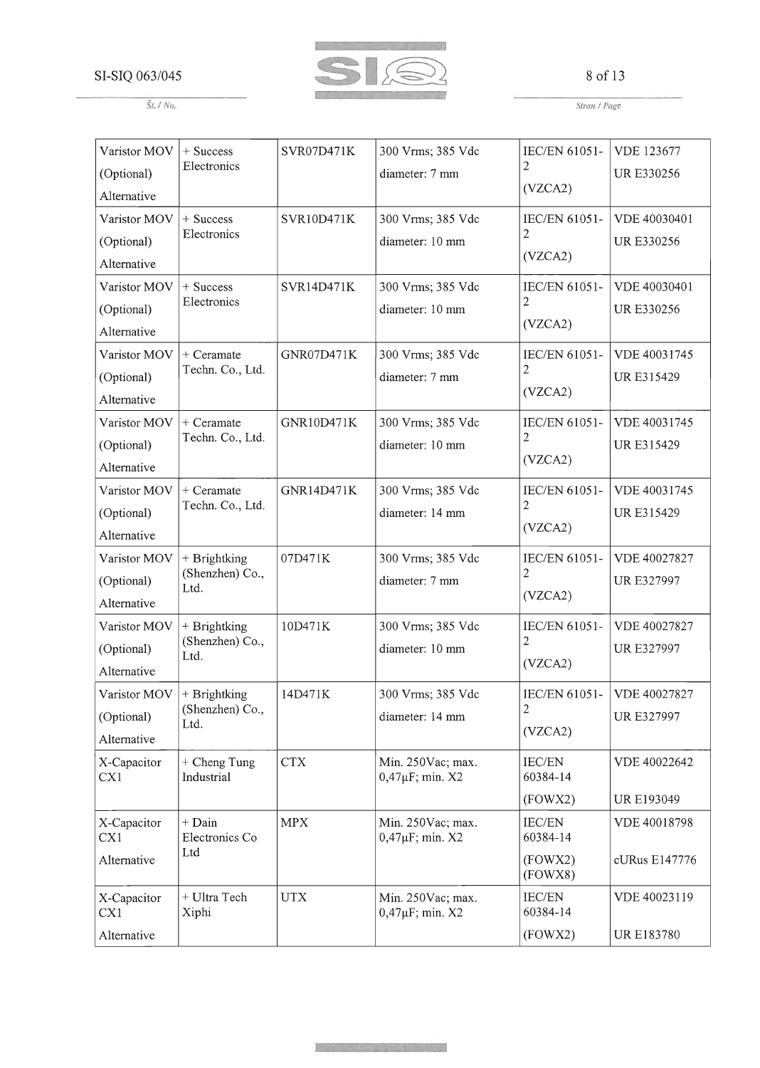| Varistor MOV (Optional) Alternative | + Success Electronics | SVR07D471K | 300 Vrms; 385 Vdc diameter: 7 mm | IEC/EN 61051-2 (VZCA2) | VDE 123677 UR E330256 |
|---|---|---|---|---|---|
| Varistor MOV (Optional) Alternative | + Success Electronics | SVR10D471K | 300 Vrms; 385 Vdc diameter: 10 mm | IEC/EN 61051-2 (VZCA2) | VDE 40030401 UR E330256 |
| Varistor MOV (Optional) Alternative | + Success Electronics | SVR14D471K | 300 Vrms; 385 Vdc diameter: 10 mm | IEC/EN 61051-2 (VZCA2) | VDE 40030401 UR E330256 |
| Varistor MOV (Optional) Alternative | + Ceramate Techn. Co., Ltd. | GNR07D471K | 300 Vrms; 385 Vdc diameter: 7 mm | IEC/EN 61051-2 (VZCA2) | VDE 40031745 UR E315429 |
| Varistor MOV (Optional) Alternative | + Ceramate Techn. Co., Ltd. | GNR10D471K | 300 Vrms; 385 Vdc diameter: 10 mm | IEC/EN 61051-2 (VZCA2) | VDE 40031745 UR E315429 |
| Varistor MOV (Optional) Alternative | + Ceramate Techn. Co., Ltd. | GNR14D471K | 300 Vrms; 385 Vdc diameter: 14 mm | IEC/EN 61051-2 (VZCA2) | VDE 40031745 UR E315429 |
| Varistor MOV (Optional) Alternative | + Brightking (Shenzhen) Co., Ltd. | 07D471K | 300 Vrms; 385 Vdc diameter: 7 mm | IEC/EN 61051-2 (VZCA2) | VDE 40027827 UR E327997 |
| Varistor MOV (Optional) Alternative | + Brightking (Shenzhen) Co., Ltd. | 10D471K | 300 Vrms; 385 Vdc diameter: 10 mm | IEC/EN 61051-2 (VZCA2) | VDE 40027827 UR E327997 |
| Varistor MOV (Optional) Alternative | + Brightking (Shenzhen) Co., Ltd. | 14D471K | 300 Vrms; 385 Vdc diameter: 14 mm | IEC/EN 61051-2 (VZCA2) | VDE 40027827 UR E327997 |
| X-Capacitor CX1 | + Cheng Tung Industrial | CTX | Min. 250Vac; max. 0,47µF; min. X2 | IEC/EN 60384-14 (FOWX2) | VDE 40022642 UR E193049 |
| X-Capacitor CX1 Alternative | + Dain Electronics Co Ltd | MPX | Min. 250Vac; max. 0,47µF; min. X2 | IEC/EN 60384-14 (FOWX2) (FOWX8) | VDE 40018798 cURus E147776 |
| X-Capacitor CX1 Alternative | + Ultra Tech Xiphi | UTX | Min. 250Vac; max. 0,47µF; min. X2 | IEC/EN 60384-14 (FOWX2) | VDE 40023119 UR E183780 |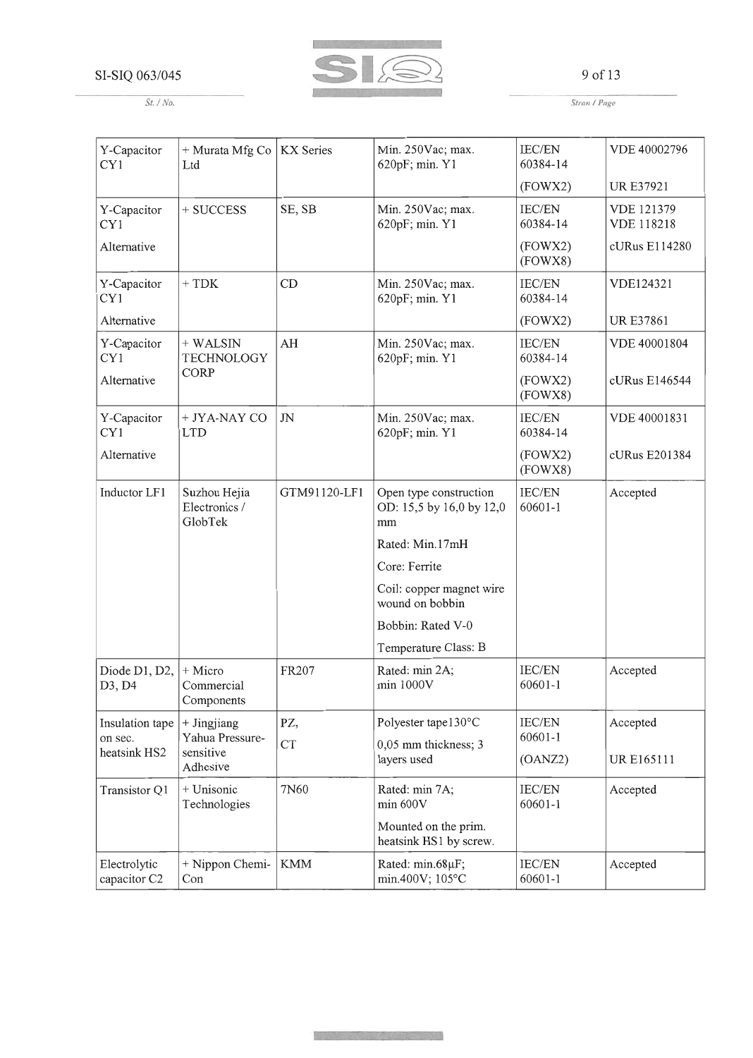| Y-Capacitor CY1 | + Murata Mfg Co Ltd | KX Series | Min. 250Vac; max. 620pF; min. Y1 | IEC/EN 60384-14<br>(FOWX2) | VDE 40002796<br>UR E37921 |
|---|---|---|---|---|---|
| Y-Capacitor CY1<br>Alternative | + SUCCESS | SE, SB | Min. 250Vac; max. 620pF; min. Y1 | IEC/EN 60384-14<br>(FOWX2) (FOWX8) | VDE 121379 VDE 118218<br>cURus E114280 |
| Y-Capacitor CY1<br>Alternative | + TDK | CD | Min. 250Vac; max. 620pF; min. Y1 | IEC/EN 60384-14<br>(FOWX2) | VDE124321<br>UR E37861 |
| Y-Capacitor CY1<br>Alternative | + WALSIN TECHNOLOGY CORP | AH | Min. 250Vac; max. 620pF; min. Y1 | IEC/EN 60384-14<br>(FOWX2) (FOWX8) | VDE 40001804<br>cURus E146544 |
| Y-Capacitor CY1<br>Alternative | + JYA-NAY CO LTD | JN | Min. 250Vac; max. 620pF; min. Y1 | IEC/EN 60384-14<br>(FOWX2) (FOWX8) | VDE 40001831<br>cURus E201384 |
| Inductor LF1 | Suzhou Hejia Electronics / GlobTek | GTM91120-LF1 | Open type construction OD: 15,5 by 16,0 by 12,0 mm<br>Rated: Min.17mH<br>Core: Ferrite<br>Coil: copper magnet wire wound on bobbin<br>Bobbin: Rated V-0<br>Temperature Class: B | IEC/EN 60601-1 | Accepted |
| Diode D1, D2, D3, D4 | + Micro Commercial Components | FR207 | Rated: min 2A; min 1000V | IEC/EN 60601-1 | Accepted |
| Insulation tape on sec. heatsink HS2 | + Jingjiang Yahua Pressure-sensitive Adhesive | PZ,<br>CT | Polyester tape130°C<br>0,05 mm thickness; 3 layers used | IEC/EN 60601-1<br>(OANZ2) | Accepted<br>UR E165111 |
| Transistor Q1 | + Unisonic Technologies | 7N60 | Rated: min 7A; min 600V<br>Mounted on the prim. heatsink HS1 by screw. | IEC/EN 60601-1 | Accepted |
| Electrolytic capacitor C2 | + Nippon Chemi-Con | KMM | Rated: min.68µF; min.400V; 105°C | IEC/EN 60601-1 | Accepted |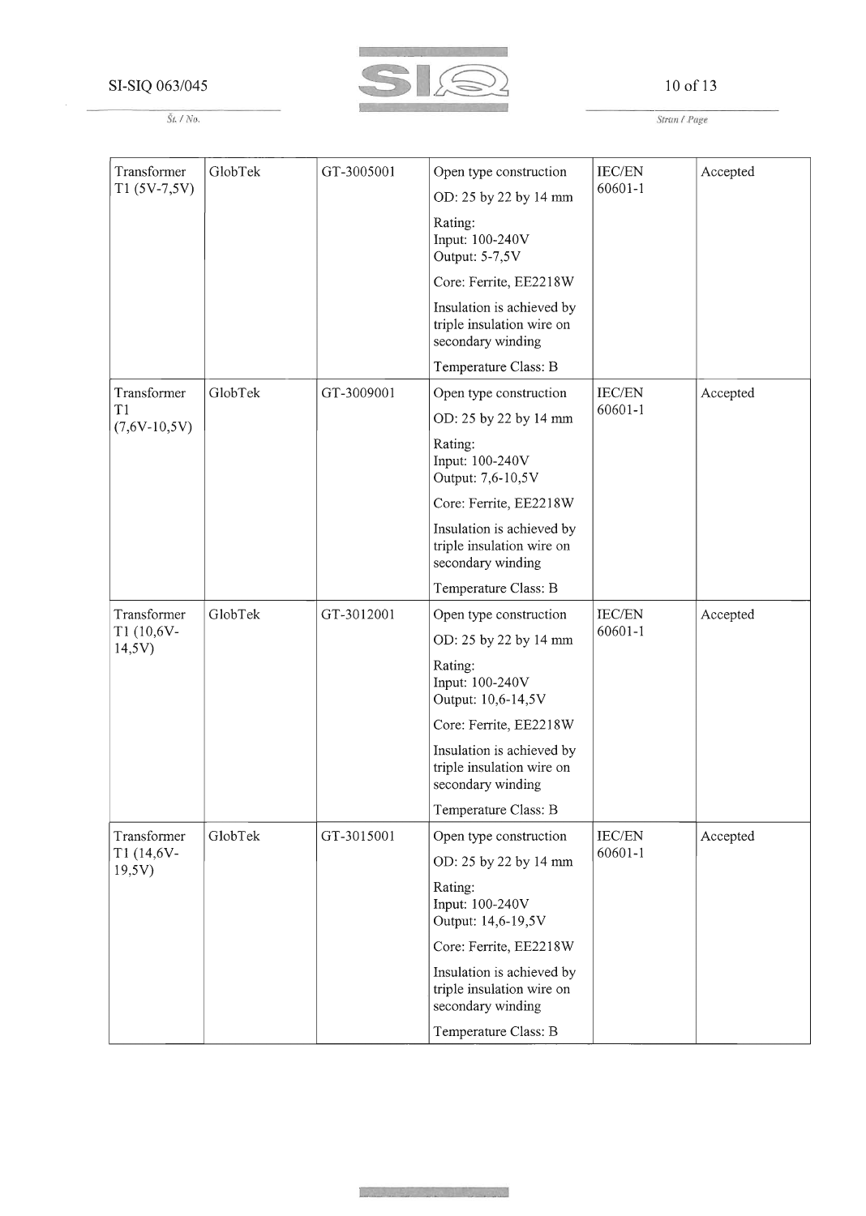| Transformer T1 (5V-7,5V) | GlobTek | GT-3005001 | Open type construction<br>OD: 25 by 22 by 14 mm<br>Rating:<br>Input: 100-240V<br>Output: 5-7,5V<br>Core: Ferrite, EE2218W<br>Insulation is achieved by triple insulation wire on secondary winding<br>Temperature Class: B | IEC/EN 60601-1 | Accepted |
|---|---|---|---|---|---|
| Transformer T1 (7,6V-10,5V) | GlobTek | GT-3009001 | Open type construction<br>OD: 25 by 22 by 14 mm<br>Rating:<br>Input: 100-240V<br>Output: 7,6-10,5V<br>Core: Ferrite, EE2218W<br>Insulation is achieved by triple insulation wire on secondary winding<br>Temperature Class: B | IEC/EN 60601-1 | Accepted |
| Transformer T1 (10,6V-14,5V) | GlobTek | GT-3012001 | Open type construction<br>OD: 25 by 22 by 14 mm<br>Rating:<br>Input: 100-240V<br>Output: 10,6-14,5V<br>Core: Ferrite, EE2218W<br>Insulation is achieved by triple insulation wire on secondary winding<br>Temperature Class: B | IEC/EN 60601-1 | Accepted |
| Transformer T1 (14,6V-19,5V) | GlobTek | GT-3015001 | Open type construction<br>OD: 25 by 22 by 14 mm<br>Rating:<br>Input: 100-240V<br>Output: 14,6-19,5V<br>Core: Ferrite, EE2218W<br>Insulation is achieved by triple insulation wire on secondary winding<br>Temperature Class: B | IEC/EN 60601-1 | Accepted |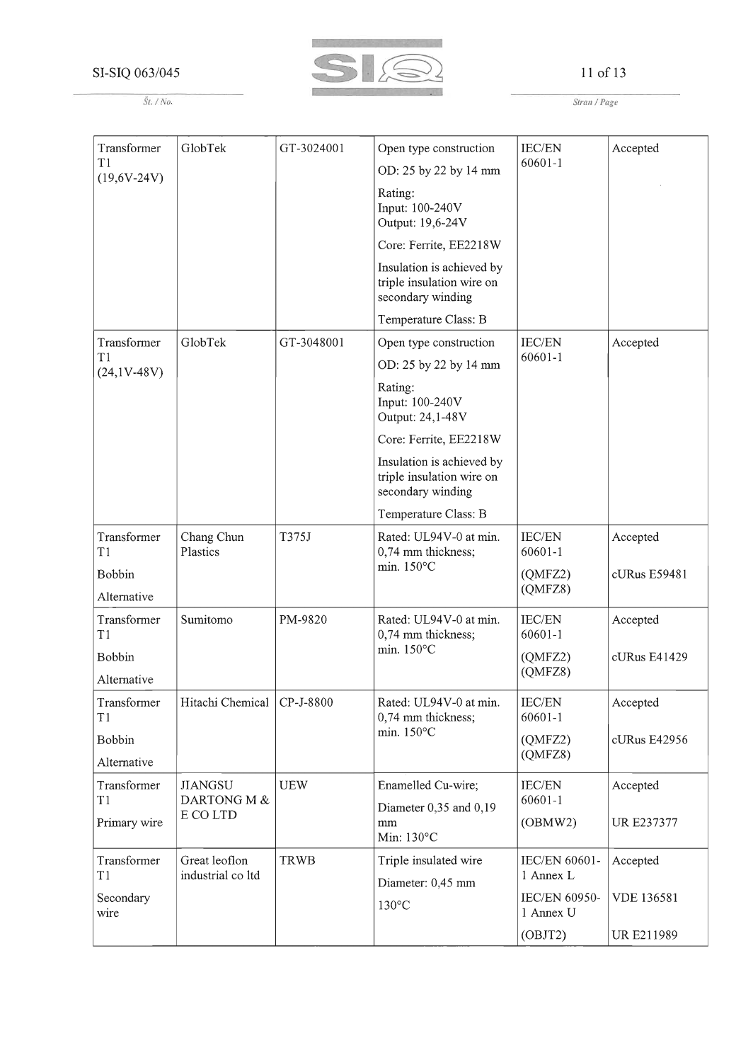| Transformer T1 (19,6V-24V) | GlobTek | GT-3024001 | Open type construction<br>OD: 25 by 22 by 14 mm<br>Rating:<br>Input: 100-240V<br>Output: 19,6-24V<br>Core: Ferrite, EE2218W<br>Insulation is achieved by triple insulation wire on secondary winding<br>Temperature Class: B | IEC/EN 60601-1 | Accepted |
|---|---|---|---|---|---|
| Transformer T1 (24,1V-48V) | GlobTek | GT-3048001 | Open type construction<br>OD: 25 by 22 by 14 mm<br>Rating:<br>Input: 100-240V<br>Output: 24,1-48V<br>Core: Ferrite, EE2218W<br>Insulation is achieved by triple insulation wire on secondary winding<br>Temperature Class: B | IEC/EN 60601-1 | Accepted |
| Transformer T1<br>Bobbin<br>Alternative | Chang Chun Plastics | T375J | Rated: UL94V-0 at min. 0,74 mm thickness; min. 150°C | IEC/EN 60601-1<br>(QMFZ2) (QMFZ8) | Accepted<br>cURus E59481 |
| Transformer T1<br>Bobbin<br>Alternative | Sumitomo | PM-9820 | Rated: UL94V-0 at min. 0,74 mm thickness; min. 150°C | IEC/EN 60601-1<br>(QMFZ2) (QMFZ8) | Accepted<br>cURus E41429 |
| Transformer T1<br>Bobbin<br>Alternative | Hitachi Chemical | CP-J-8800 | Rated: UL94V-0 at min. 0,74 mm thickness; min. 150°C | IEC/EN 60601-1<br>(QMFZ2) (QMFZ8) | Accepted<br>cURus E42956 |
| Transformer T1<br>Primary wire | JIANGSU DARTONG M & E CO LTD | UEW | Enamelled Cu-wire;<br>Diameter 0,35 and 0,19 mm<br>Min: 130°C | IEC/EN 60601-1<br>(OBMW2) | Accepted<br>UR E237377 |
| Transformer T1<br>Secondary wire | Great leoflon industrial co ltd | TRWB | Triple insulated wire<br>Diameter: 0,45 mm<br>130°C | IEC/EN 60601-1 Annex L<br>IEC/EN 60950-1 Annex U<br>(OBJT2) | Accepted<br>VDE 136581<br>UR E211989 |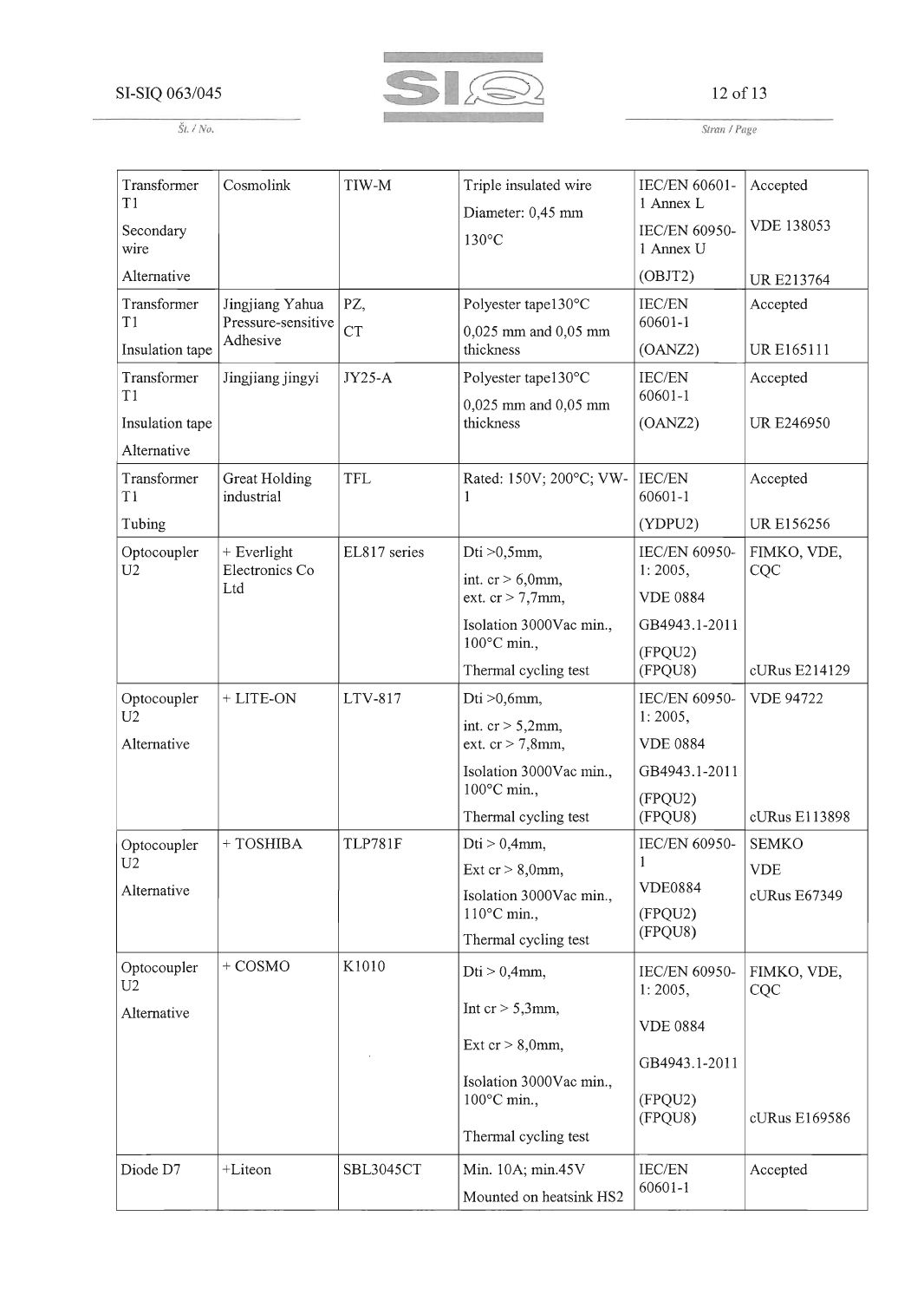| Transformer T1<br>Secondary wire<br>Alternative | Cosmolink | TIW-M | Triple insulated wire<br>Diameter: 0,45 mm<br>130°C | IEC/EN 60601-1 Annex L<br>IEC/EN 60950-1 Annex U<br>(OBJT2) | Accepted<br>VDE 138053<br>UR E213764 |
|---|---|---|---|---|---|
| Transformer T1<br>Insulation tape | Jingjiang Yahua Pressure-sensitive Adhesive | PZ,<br>CT | Polyester tape130°C<br>0,025 mm and 0,05 mm thickness | IEC/EN 60601-1<br>(OANZ2) | Accepted<br>UR E165111 |
| Transformer T1<br>Insulation tape<br>Alternative | Jingjiang jingyi | JY25-A | Polyester tape130°C<br>0,025 mm and 0,05 mm thickness | IEC/EN 60601-1<br>(OANZ2) | Accepted<br>UR E246950 |
| Transformer T1<br>Tubing | Great Holding industrial | TFL | Rated: 150V; 200°C; VW-1 | IEC/EN 60601-1<br>(YDPU2) | Accepted<br>UR E156256 |
| Optocoupler U2 | + Everlight Electronics Co Ltd | EL817 series | Dti >0,5mm,<br>int. cr > 6,0mm,<br>ext. cr > 7,7mm,<br>Isolation 3000Vac min., 100°C min.,<br>Thermal cycling test | IEC/EN 60950-1: 2005,<br>VDE 0884<br>GB4943.1-2011<br>(FPQU2)<br>(FPQU8) | FIMKO, VDE, CQC<br>cURus E214129 |
| Optocoupler U2<br>Alternative | + LITE-ON | LTV-817 | Dti >0,6mm,<br>int. cr > 5,2mm,<br>ext. cr > 7,8mm,<br>Isolation 3000Vac min., 100°C min.,<br>Thermal cycling test | IEC/EN 60950-1: 2005,<br>VDE 0884<br>GB4943.1-2011<br>(FPQU2)<br>(FPQU8) | VDE 94722<br>cURus E113898 |
| Optocoupler U2<br>Alternative | + TOSHIBA | TLP781F | Dti > 0,4mm,<br>Ext cr > 8,0mm,<br>Isolation 3000Vac min., 110°C min.,<br>Thermal cycling test | IEC/EN 60950-1<br>VDE0884<br>(FPQU2)<br>(FPQU8) | SEMKO<br>VDE<br>cURus E67349 |
| Optocoupler U2<br>Alternative | + COSMO | K1010 | Dti > 0,4mm,<br>Int cr > 5,3mm,<br>Ext cr > 8,0mm,<br>Isolation 3000Vac min., 100°C min.,<br>Thermal cycling test | IEC/EN 60950-1: 2005,<br>VDE 0884<br>GB4943.1-2011<br>(FPQU2)<br>(FPQU8) | FIMKO, VDE, CQC<br>cURus E169586 |
| Diode D7 | +Liteon | SBL3045CT | Min. 10A; min.45V<br>Mounted on heatsink HS2 | IEC/EN 60601-1 | Accepted |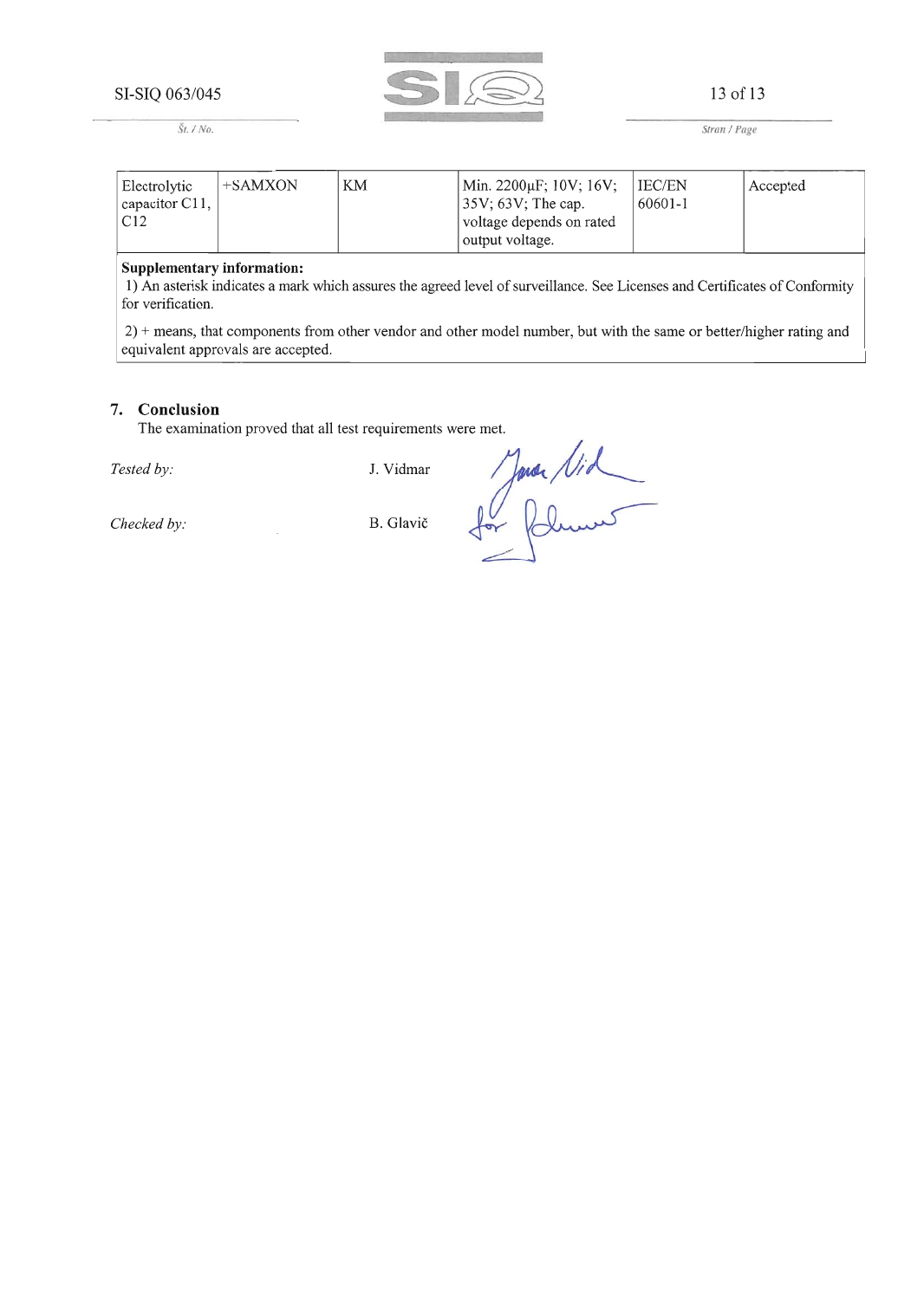| | | | | | |
|---|---|---|---|---|---|
| Electrolytic capacitor C11, C12 | +SAMXON | KM | Min. 2200µF; 10V; 16V; 35V; 63V; The cap. voltage depends on rated output voltage. | IEC/EN 60601-1 | Accepted |

**Supplementary information:**

1) An asterisk indicates a mark which assures the agreed level of surveillance. See Licenses and Certificates of Conformity for verification.

2) + means, that components from other vendor and other model number, but with the same or better/higher rating and equivalent approvals are accepted.

## 7. Conclusion

The examination proved that all test requirements were met.

*Tested by:* J. Vidmar

*Checked by:* B. Glavič